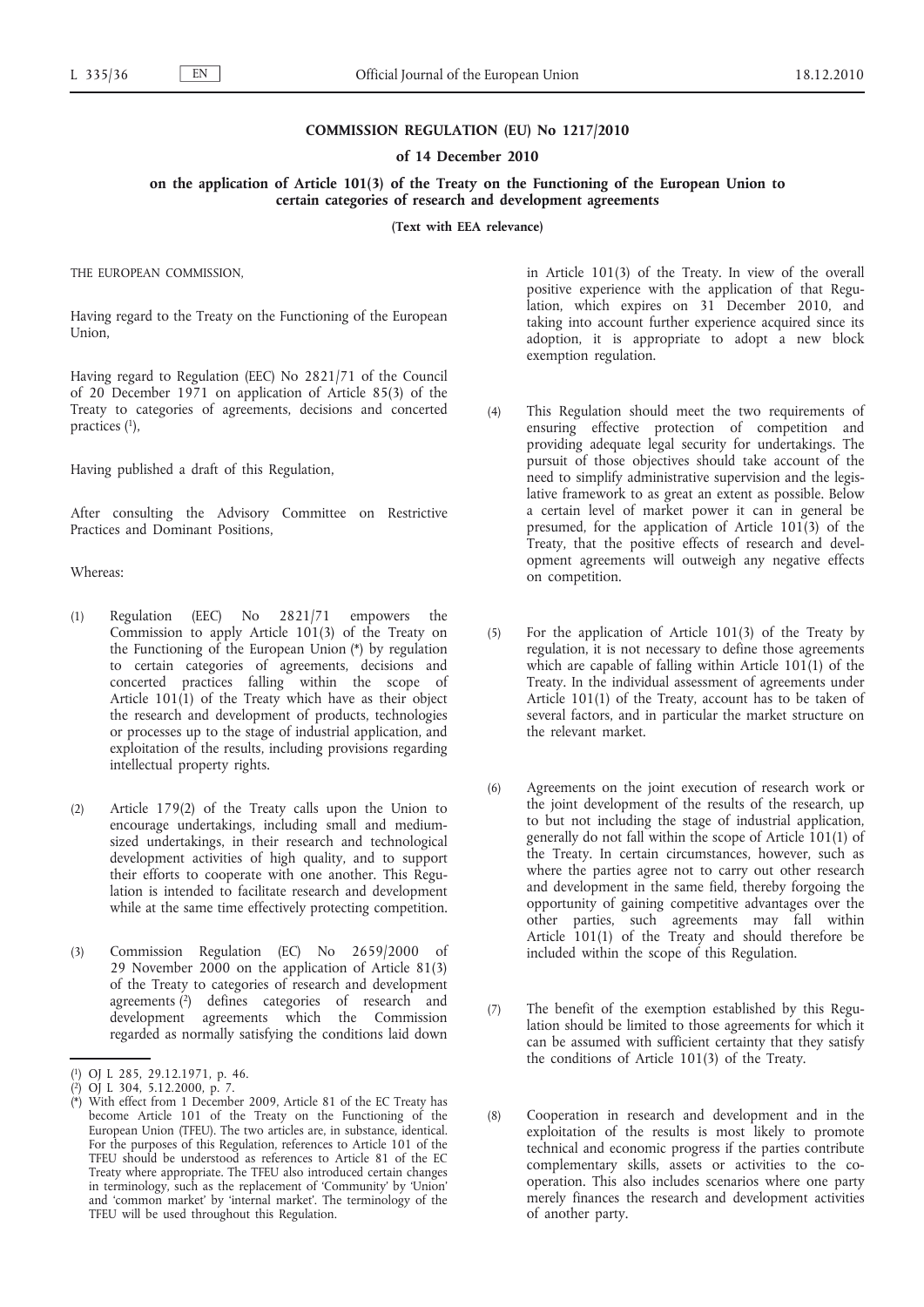**COMMISSION REGULATION (EU) No 1217/2010**

**of 14 December 2010**

**on the application of Article 101(3) of the Treaty on the Functioning of the European Union to certain categories of research and development agreements**

**(Text with EEA relevance)**

THE EUROPEAN COMMISSION,

Having regard to the Treaty on the Functioning of the European Union,

Having regard to Regulation (EEC) No 2821/71 of the Council of 20 December 1971 on application of Article 85(3) of the Treaty to categories of agreements, decisions and concerted practices [1],

Having published a draft of this Regulation,

After consulting the Advisory Committee on Restrictive Practices and Dominant Positions,

Whereas:

(1) Regulation (EEC) No 2821/71 empowers the Commission to apply Article 101(3) of the Treaty on the Functioning of the European Union [*] by regulation to certain categories of agreements, decisions and concerted practices falling within the scope of Article 101(1) of the Treaty which have as their object the research and development of products, technologies or processes up to the stage of industrial application, and exploitation of the results, including provisions regarding intellectual property rights.

(2) Article 179(2) of the Treaty calls upon the Union to encourage undertakings, including small and medium-sized undertakings, in their research and technological development activities of high quality, and to support their efforts to cooperate with one another. This Regulation is intended to facilitate research and development while at the same time effectively protecting competition.

(3) Commission Regulation (EC) No 2659/2000 of 29 November 2000 on the application of Article 81(3) of the Treaty to categories of research and development agreements [2] defines categories of research and development agreements which the Commission regarded as normally satisfying the conditions laid down in Article 101(3) of the Treaty. In view of the overall positive experience with the application of that Regulation, which expires on 31 December 2010, and taking into account further experience acquired since its adoption, it is appropriate to adopt a new block exemption regulation.

(4) This Regulation should meet the two requirements of ensuring effective protection of competition and providing adequate legal security for undertakings. The pursuit of those objectives should take account of the need to simplify administrative supervision and the legislative framework to as great an extent as possible. Below a certain level of market power it can in general be presumed, for the application of Article 101(3) of the Treaty, that the positive effects of research and development agreements will outweigh any negative effects on competition.

(5) For the application of Article 101(3) of the Treaty by regulation, it is not necessary to define those agreements which are capable of falling within Article 101(1) of the Treaty. In the individual assessment of agreements under Article 101(1) of the Treaty, account has to be taken of several factors, and in particular the market structure on the relevant market.

(6) Agreements on the joint execution of research work or the joint development of the results of the research, up to but not including the stage of industrial application, generally do not fall within the scope of Article 101(1) of the Treaty. In certain circumstances, however, such as where the parties agree not to carry out other research and development in the same field, thereby forgoing the opportunity of gaining competitive advantages over the other parties, such agreements may fall within Article 101(1) of the Treaty and should therefore be included within the scope of this Regulation.

(7) The benefit of the exemption established by this Regulation should be limited to those agreements for which it can be assumed with sufficient certainty that they satisfy the conditions of Article 101(3) of the Treaty.

(8) Cooperation in research and development and in the exploitation of the results is most likely to promote technical and economic progress if the parties contribute complementary skills, assets or activities to the co-operation. This also includes scenarios where one party merely finances the research and development activities of another party.

---

[1] OJ L 285, 29.12.1971, p. 46.

[2] OJ L 304, 5.12.2000, p. 7.

[*] With effect from 1 December 2009, Article 81 of the EC Treaty has become Article 101 of the Treaty on the Functioning of the European Union (TFEU). The two articles are, in substance, identical. For the purposes of this Regulation, references to Article 101 of the TFEU should be understood as references to Article 81 of the EC Treaty where appropriate. The TFEU also introduced certain changes in terminology, such as the replacement of 'Community' by 'Union' and 'common market' by 'internal market'. The terminology of the TFEU will be used throughout this Regulation.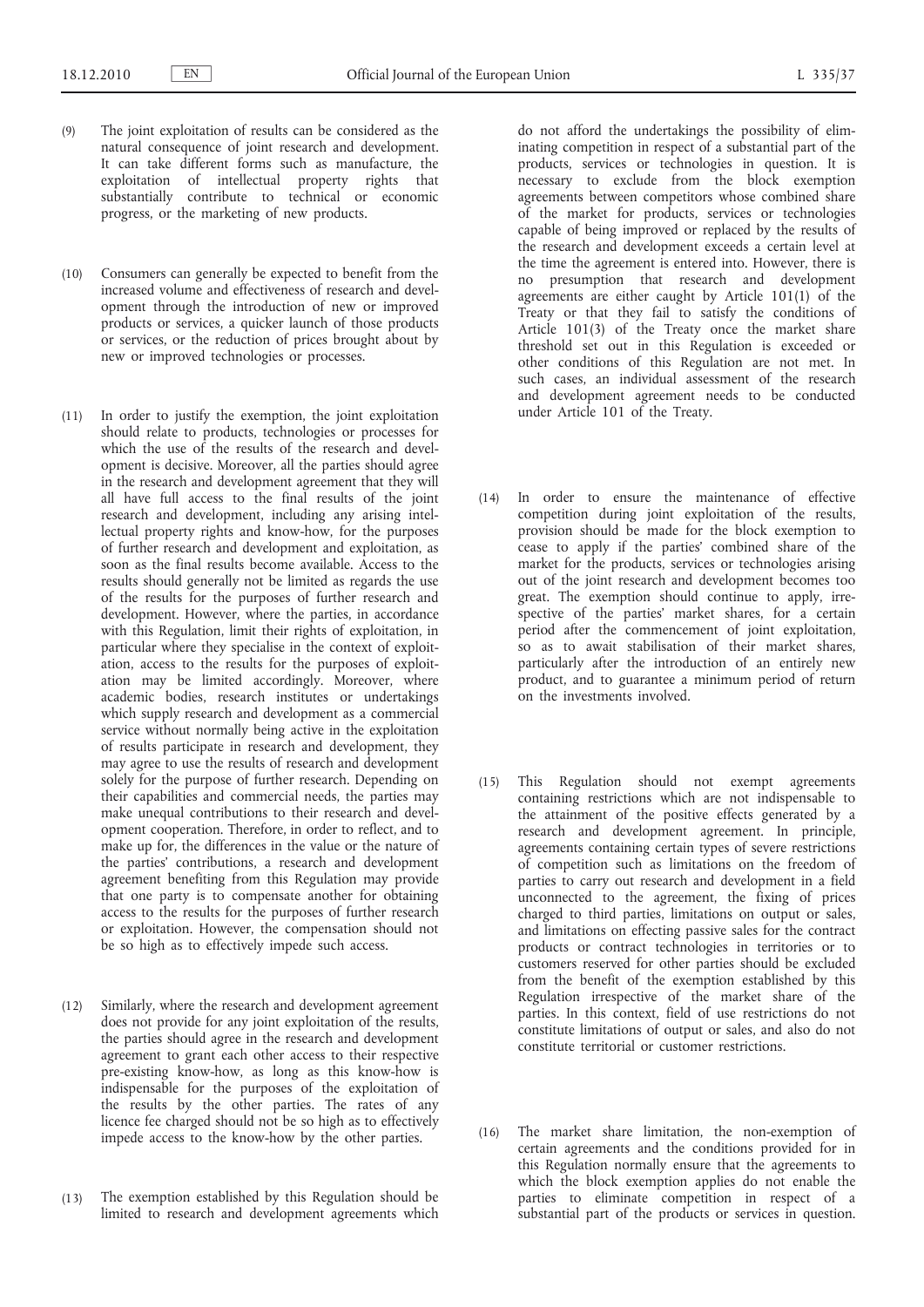(9) The joint exploitation of results can be considered as the natural consequence of joint research and development. It can take different forms such as manufacture, the exploitation of intellectual property rights that substantially contribute to technical or economic progress, or the marketing of new products.

(10) Consumers can generally be expected to benefit from the increased volume and effectiveness of research and development through the introduction of new or improved products or services, a quicker launch of those products or services, or the reduction of prices brought about by new or improved technologies or processes.

(11) In order to justify the exemption, the joint exploitation should relate to products, technologies or processes for which the use of the results of the research and development is decisive. Moreover, all the parties should agree in the research and development agreement that they will all have full access to the final results of the joint research and development, including any arising intellectual property rights and know-how, for the purposes of further research and development and exploitation, as soon as the final results become available. Access to the results should generally not be limited as regards the use of the results for the purposes of further research and development. However, where the parties, in accordance with this Regulation, limit their rights of exploitation, in particular where they specialise in the context of exploitation, access to the results for the purposes of exploitation may be limited accordingly. Moreover, where academic bodies, research institutes or undertakings which supply research and development as a commercial service without normally being active in the exploitation of results participate in research and development, they may agree to use the results of research and development solely for the purpose of further research. Depending on their capabilities and commercial needs, the parties may make unequal contributions to their research and development cooperation. Therefore, in order to reflect, and to make up for, the differences in the value or the nature of the parties' contributions, a research and development agreement benefiting from this Regulation may provide that one party is to compensate another for obtaining access to the results for the purposes of further research or exploitation. However, the compensation should not be so high as to effectively impede such access.

(12) Similarly, where the research and development agreement does not provide for any joint exploitation of the results, the parties should agree in the research and development agreement to grant each other access to their respective pre-existing know-how, as long as this know-how is indispensable for the purposes of the exploitation of the results by the other parties. The rates of any licence fee charged should not be so high as to effectively impede access to the know-how by the other parties.

(13) The exemption established by this Regulation should be limited to research and development agreements which do not afford the undertakings the possibility of eliminating competition in respect of a substantial part of the products, services or technologies in question. It is necessary to exclude from the block exemption agreements between competitors whose combined share of the market for products, services or technologies capable of being improved or replaced by the results of the research and development exceeds a certain level at the time the agreement is entered into. However, there is no presumption that research and development agreements are either caught by Article 101(1) of the Treaty or that they fail to satisfy the conditions of Article 101(3) of the Treaty once the market share threshold set out in this Regulation is exceeded or other conditions of this Regulation are not met. In such cases, an individual assessment of the research and development agreement needs to be conducted under Article 101 of the Treaty.

(14) In order to ensure the maintenance of effective competition during joint exploitation of the results, provision should be made for the block exemption to cease to apply if the parties' combined share of the market for the products, services or technologies arising out of the joint research and development becomes too great. The exemption should continue to apply, irrespective of the parties' market shares, for a certain period after the commencement of joint exploitation, so as to await stabilisation of their market shares, particularly after the introduction of an entirely new product, and to guarantee a minimum period of return on the investments involved.

(15) This Regulation should not exempt agreements containing restrictions which are not indispensable to the attainment of the positive effects generated by a research and development agreement. In principle, agreements containing certain types of severe restrictions of competition such as limitations on the freedom of parties to carry out research and development in a field unconnected to the agreement, the fixing of prices charged to third parties, limitations on output or sales, and limitations on effecting passive sales for the contract products or contract technologies in territories or to customers reserved for other parties should be excluded from the benefit of the exemption established by this Regulation irrespective of the market share of the parties. In this context, field of use restrictions do not constitute limitations of output or sales, and also do not constitute territorial or customer restrictions.

(16) The market share limitation, the non-exemption of certain agreements and the conditions provided for in this Regulation normally ensure that the agreements to which the block exemption applies do not enable the parties to eliminate competition in respect of a substantial part of the products or services in question.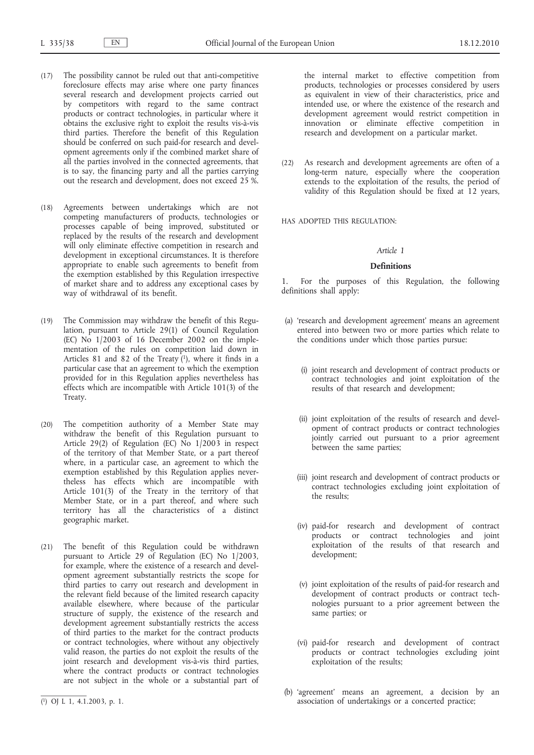(17) The possibility cannot be ruled out that anti-competitive foreclosure effects may arise where one party finances several research and development projects carried out by competitors with regard to the same contract products or contract technologies, in particular where it obtains the exclusive right to exploit the results vis-à-vis third parties. Therefore the benefit of this Regulation should be conferred on such paid-for research and development agreements only if the combined market share of all the parties involved in the connected agreements, that is to say, the financing party and all the parties carrying out the research and development, does not exceed 25 %.

(18) Agreements between undertakings which are not competing manufacturers of products, technologies or processes capable of being improved, substituted or replaced by the results of the research and development will only eliminate effective competition in research and development in exceptional circumstances. It is therefore appropriate to enable such agreements to benefit from the exemption established by this Regulation irrespective of market share and to address any exceptional cases by way of withdrawal of its benefit.

(19) The Commission may withdraw the benefit of this Regulation, pursuant to Article 29(1) of Council Regulation (EC) No 1/2003 of 16 December 2002 on the implementation of the rules on competition laid down in Articles 81 and 82 of the Treaty [1], where it finds in a particular case that an agreement to which the exemption provided for in this Regulation applies nevertheless has effects which are incompatible with Article 101(3) of the Treaty.

(20) The competition authority of a Member State may withdraw the benefit of this Regulation pursuant to Article 29(2) of Regulation (EC) No 1/2003 in respect of the territory of that Member State, or a part thereof where, in a particular case, an agreement to which the exemption established by this Regulation applies nevertheless has effects which are incompatible with Article 101(3) of the Treaty in the territory of that Member State, or in a part thereof, and where such territory has all the characteristics of a distinct geographic market.

(21) The benefit of this Regulation could be withdrawn pursuant to Article 29 of Regulation (EC) No 1/2003, for example, where the existence of a research and development agreement substantially restricts the scope for third parties to carry out research and development in the relevant field because of the limited research capacity available elsewhere, where because of the particular structure of supply, the existence of the research and development agreement substantially restricts the access of third parties to the market for the contract products or contract technologies, where without any objectively valid reason, the parties do not exploit the results of the joint research and development vis-à-vis third parties, where the contract products or contract technologies are not subject in the whole or a substantial part of the internal market to effective competition from products, technologies or processes considered by users as equivalent in view of their characteristics, price and intended use, or where the existence of the research and development agreement would restrict competition in innovation or eliminate effective competition in research and development on a particular market.

(22) As research and development agreements are often of a long-term nature, especially where the cooperation extends to the exploitation of the results, the period of validity of this Regulation should be fixed at 12 years,

HAS ADOPTED THIS REGULATION:

### *Article 1*

### **Definitions**

1. For the purposes of this Regulation, the following definitions shall apply:

(a) 'research and development agreement' means an agreement entered into between two or more parties which relate to the conditions under which those parties pursue:

(i) joint research and development of contract products or contract technologies and joint exploitation of the results of that research and development;

(ii) joint exploitation of the results of research and development of contract products or contract technologies jointly carried out pursuant to a prior agreement between the same parties;

(iii) joint research and development of contract products or contract technologies excluding joint exploitation of the results;

(iv) paid-for research and development of contract products or contract technologies and joint exploitation of the results of that research and development;

(v) joint exploitation of the results of paid-for research and development of contract products or contract technologies pursuant to a prior agreement between the same parties; or

(vi) paid-for research and development of contract products or contract technologies excluding joint exploitation of the results;

(b) 'agreement' means an agreement, a decision by an association of undertakings or a concerted practice;

[1] OJ L 1, 4.1.2003, p. 1.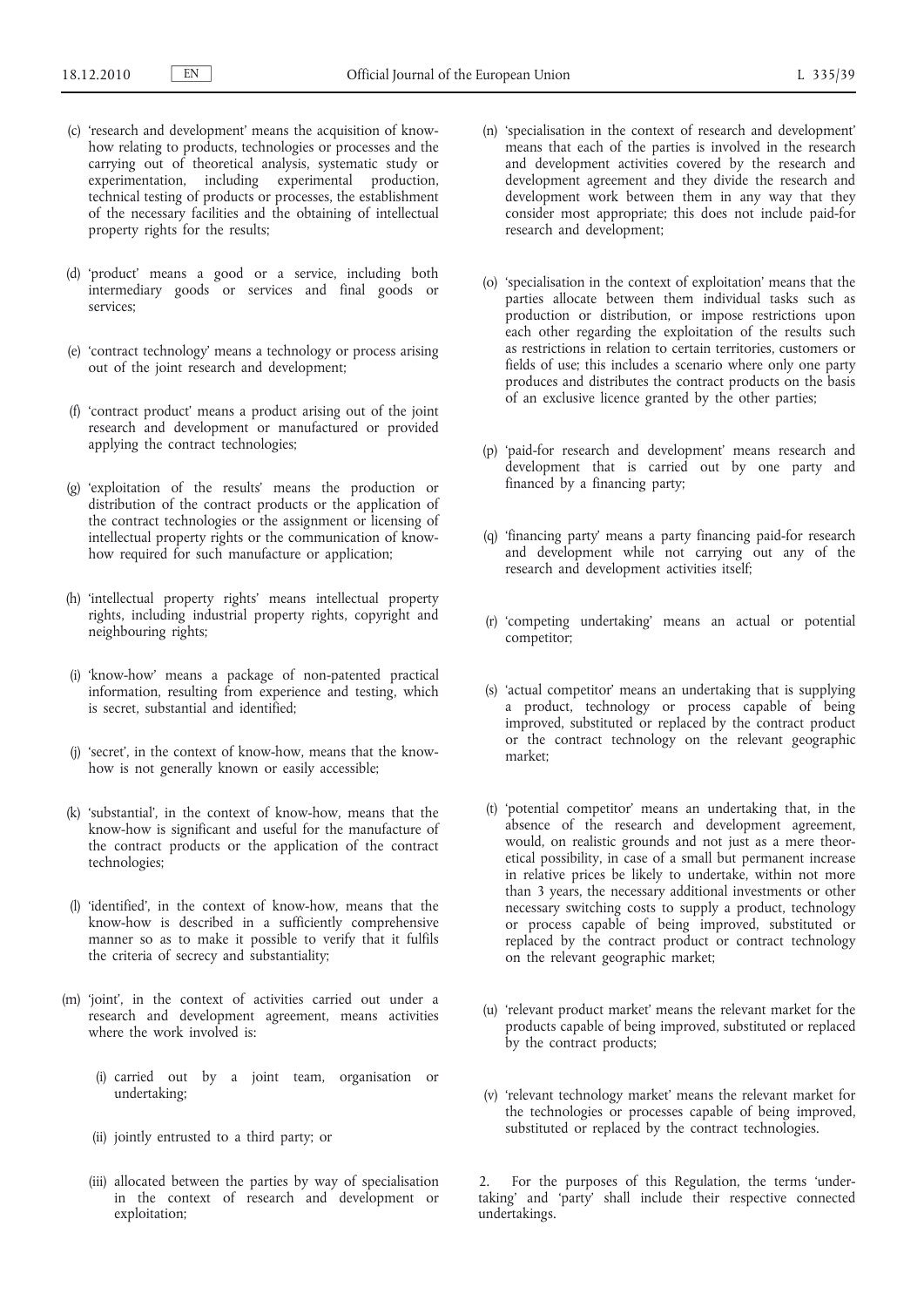(c) 'research and development' means the acquisition of know-how relating to products, technologies or processes and the carrying out of theoretical analysis, systematic study or experimentation, including experimental production, technical testing of products or processes, the establishment of the necessary facilities and the obtaining of intellectual property rights for the results;

(d) 'product' means a good or a service, including both intermediary goods or services and final goods or services;

(e) 'contract technology' means a technology or process arising out of the joint research and development;

(f) 'contract product' means a product arising out of the joint research and development or manufactured or provided applying the contract technologies;

(g) 'exploitation of the results' means the production or distribution of the contract products or the application of the contract technologies or the assignment or licensing of intellectual property rights or the communication of know-how required for such manufacture or application;

(h) 'intellectual property rights' means intellectual property rights, including industrial property rights, copyright and neighbouring rights;

(i) 'know-how' means a package of non-patented practical information, resulting from experience and testing, which is secret, substantial and identified;

(j) 'secret', in the context of know-how, means that the know-how is not generally known or easily accessible;

(k) 'substantial', in the context of know-how, means that the know-how is significant and useful for the manufacture of the contract products or the application of the contract technologies;

(l) 'identified', in the context of know-how, means that the know-how is described in a sufficiently comprehensive manner so as to make it possible to verify that it fulfils the criteria of secrecy and substantiality;

(m) 'joint', in the context of activities carried out under a research and development agreement, means activities where the work involved is:

(i) carried out by a joint team, organisation or undertaking;

(ii) jointly entrusted to a third party; or

(iii) allocated between the parties by way of specialisation in the context of research and development or exploitation;

(n) 'specialisation in the context of research and development' means that each of the parties is involved in the research and development activities covered by the research and development agreement and they divide the research and development work between them in any way that they consider most appropriate; this does not include paid-for research and development;

(o) 'specialisation in the context of exploitation' means that the parties allocate between them individual tasks such as production or distribution, or impose restrictions upon each other regarding the exploitation of the results such as restrictions in relation to certain territories, customers or fields of use; this includes a scenario where only one party produces and distributes the contract products on the basis of an exclusive licence granted by the other parties;

(p) 'paid-for research and development' means research and development that is carried out by one party and financed by a financing party;

(q) 'financing party' means a party financing paid-for research and development while not carrying out any of the research and development activities itself;

(r) 'competing undertaking' means an actual or potential competitor;

(s) 'actual competitor' means an undertaking that is supplying a product, technology or process capable of being improved, substituted or replaced by the contract product or the contract technology on the relevant geographic market;

(t) 'potential competitor' means an undertaking that, in the absence of the research and development agreement, would, on realistic grounds and not just as a mere theoretical possibility, in case of a small but permanent increase in relative prices be likely to undertake, within not more than 3 years, the necessary additional investments or other necessary switching costs to supply a product, technology or process capable of being improved, substituted or replaced by the contract product or contract technology on the relevant geographic market;

(u) 'relevant product market' means the relevant market for the products capable of being improved, substituted or replaced by the contract products;

(v) 'relevant technology market' means the relevant market for the technologies or processes capable of being improved, substituted or replaced by the contract technologies.

2. For the purposes of this Regulation, the terms 'undertaking' and 'party' shall include their respective connected undertakings.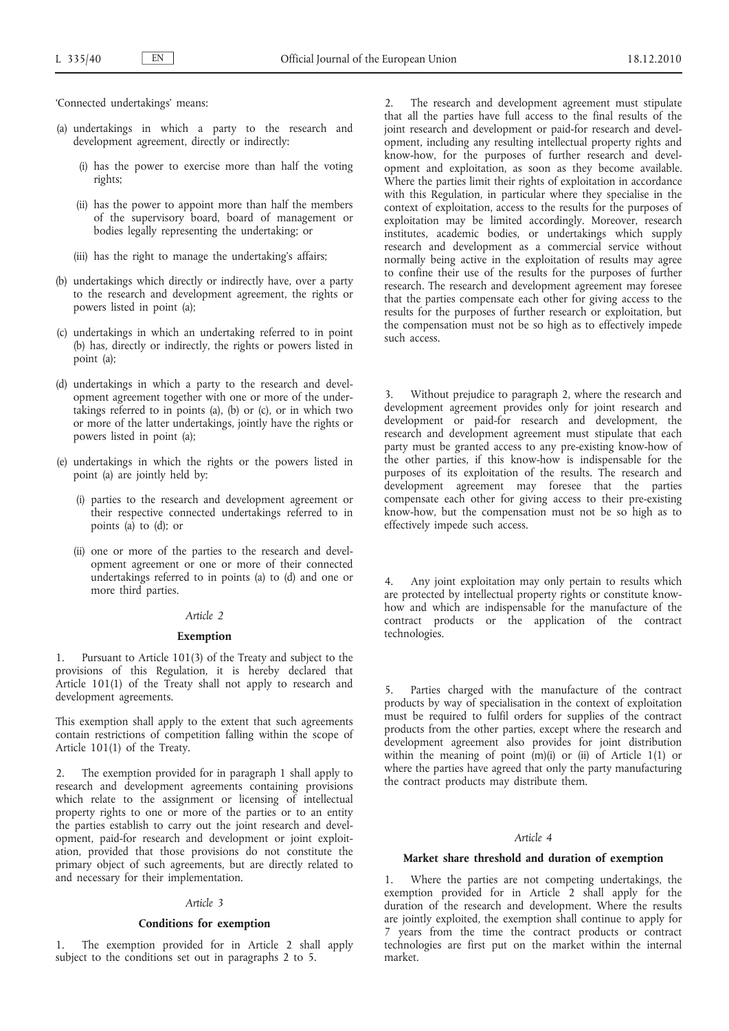'Connected undertakings' means:

(a) undertakings in which a party to the research and development agreement, directly or indirectly:

(i) has the power to exercise more than half the voting rights;

(ii) has the power to appoint more than half the members of the supervisory board, board of management or bodies legally representing the undertaking; or

(iii) has the right to manage the undertaking's affairs;

(b) undertakings which directly or indirectly have, over a party to the research and development agreement, the rights or powers listed in point (a);

(c) undertakings in which an undertaking referred to in point (b) has, directly or indirectly, the rights or powers listed in point (a);

(d) undertakings in which a party to the research and development agreement together with one or more of the undertakings referred to in points (a), (b) or (c), or in which two or more of the latter undertakings, jointly have the rights or powers listed in point (a);

(e) undertakings in which the rights or the powers listed in point (a) are jointly held by:

(i) parties to the research and development agreement or their respective connected undertakings referred to in points (a) to (d); or

(ii) one or more of the parties to the research and development agreement or one or more of their connected undertakings referred to in points (a) to (d) and one or more third parties.

*Article 2*

**Exemption**

1. Pursuant to Article 101(3) of the Treaty and subject to the provisions of this Regulation, it is hereby declared that Article 101(1) of the Treaty shall not apply to research and development agreements.

This exemption shall apply to the extent that such agreements contain restrictions of competition falling within the scope of Article 101(1) of the Treaty.

2. The exemption provided for in paragraph 1 shall apply to research and development agreements containing provisions which relate to the assignment or licensing of intellectual property rights to one or more of the parties or to an entity the parties establish to carry out the joint research and development, paid-for research and development or joint exploitation, provided that those provisions do not constitute the primary object of such agreements, but are directly related to and necessary for their implementation.

*Article 3*

**Conditions for exemption**

1. The exemption provided for in Article 2 shall apply subject to the conditions set out in paragraphs 2 to 5.

2. The research and development agreement must stipulate that all the parties have full access to the final results of the joint research and development or paid-for research and development, including any resulting intellectual property rights and know-how, for the purposes of further research and development and exploitation, as soon as they become available. Where the parties limit their rights of exploitation in accordance with this Regulation, in particular where they specialise in the context of exploitation, access to the results for the purposes of exploitation may be limited accordingly. Moreover, research institutes, academic bodies, or undertakings which supply research and development as a commercial service without normally being active in the exploitation of results may agree to confine their use of the results for the purposes of further research. The research and development agreement may foresee that the parties compensate each other for giving access to the results for the purposes of further research or exploitation, but the compensation must not be so high as to effectively impede such access.

3. Without prejudice to paragraph 2, where the research and development agreement provides only for joint research and development or paid-for research and development, the research and development agreement must stipulate that each party must be granted access to any pre-existing know-how of the other parties, if this know-how is indispensable for the purposes of its exploitation of the results. The research and development agreement may foresee that the parties compensate each other for giving access to their pre-existing know-how, but the compensation must not be so high as to effectively impede such access.

4. Any joint exploitation may only pertain to results which are protected by intellectual property rights or constitute know-how and which are indispensable for the manufacture of the contract products or the application of the contract technologies.

5. Parties charged with the manufacture of the contract products by way of specialisation in the context of exploitation must be required to fulfil orders for supplies of the contract products from the other parties, except where the research and development agreement also provides for joint distribution within the meaning of point (m)(i) or (ii) of Article 1(1) or where the parties have agreed that only the party manufacturing the contract products may distribute them.

*Article 4*

**Market share threshold and duration of exemption**

1. Where the parties are not competing undertakings, the exemption provided for in Article 2 shall apply for the duration of the research and development. Where the results are jointly exploited, the exemption shall continue to apply for 7 years from the time the contract products or contract technologies are first put on the market within the internal market.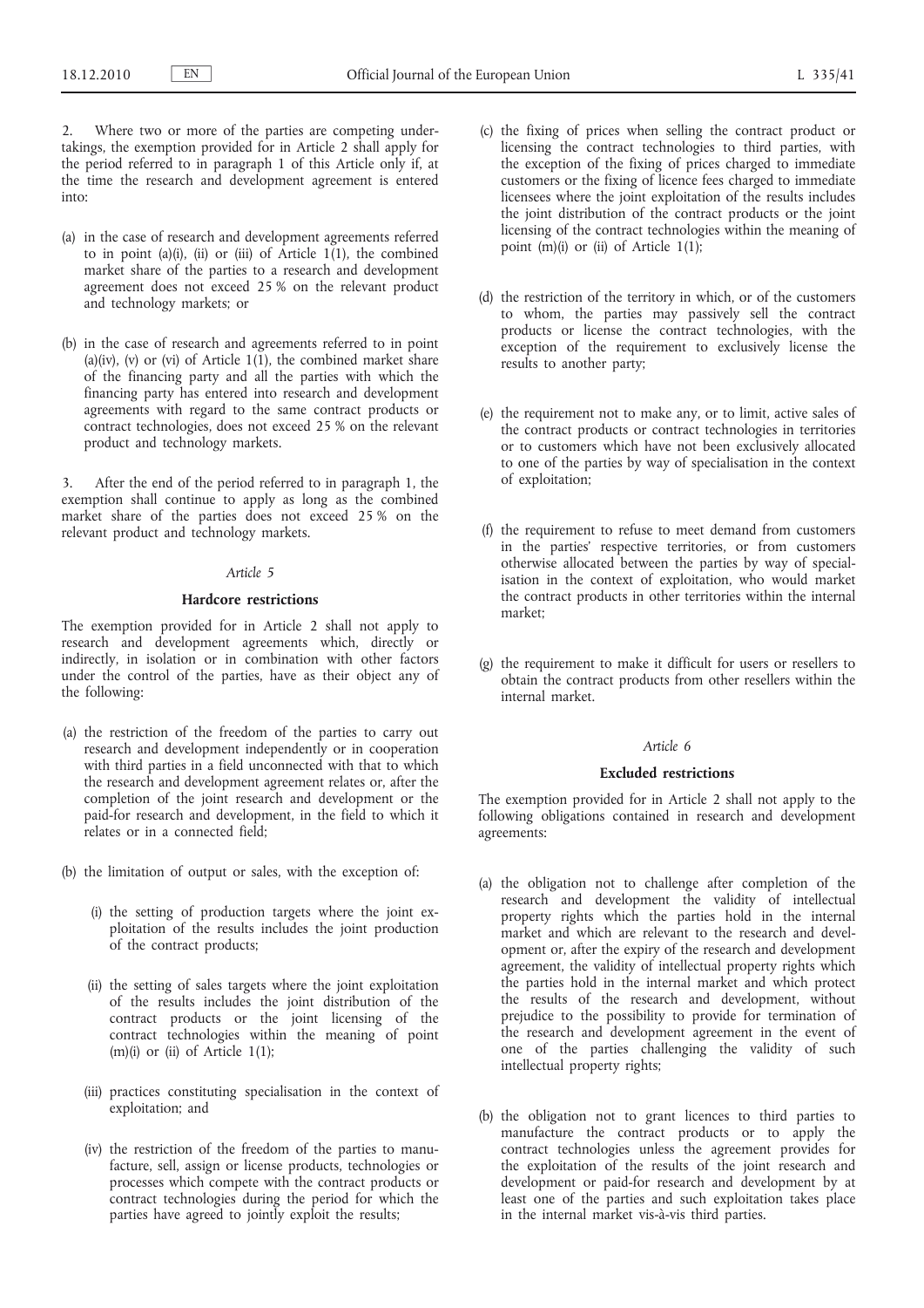2. Where two or more of the parties are competing undertakings, the exemption provided for in Article 2 shall apply for the period referred to in paragraph 1 of this Article only if, at the time the research and development agreement is entered into:

(a) in the case of research and development agreements referred to in point (a)(i), (ii) or (iii) of Article 1(1), the combined market share of the parties to a research and development agreement does not exceed 25 % on the relevant product and technology markets; or

(b) in the case of research and agreements referred to in point (a)(iv), (v) or (vi) of Article 1(1), the combined market share of the financing party and all the parties with which the financing party has entered into research and development agreements with regard to the same contract products or contract technologies, does not exceed 25 % on the relevant product and technology markets.

3. After the end of the period referred to in paragraph 1, the exemption shall continue to apply as long as the combined market share of the parties does not exceed 25 % on the relevant product and technology markets.

*Article 5*

**Hardcore restrictions**

The exemption provided for in Article 2 shall not apply to research and development agreements which, directly or indirectly, in isolation or in combination with other factors under the control of the parties, have as their object any of the following:

(a) the restriction of the freedom of the parties to carry out research and development independently or in cooperation with third parties in a field unconnected with that to which the research and development agreement relates or, after the completion of the joint research and development or the paid-for research and development, in the field to which it relates or in a connected field;

(b) the limitation of output or sales, with the exception of:

(i) the setting of production targets where the joint exploitation of the results includes the joint production of the contract products;

(ii) the setting of sales targets where the joint exploitation of the results includes the joint distribution of the contract products or the joint licensing of the contract technologies within the meaning of point (m)(i) or (ii) of Article 1(1);

(iii) practices constituting specialisation in the context of exploitation; and

(iv) the restriction of the freedom of the parties to manufacture, sell, assign or license products, technologies or processes which compete with the contract products or contract technologies during the period for which the parties have agreed to jointly exploit the results;

(c) the fixing of prices when selling the contract product or licensing the contract technologies to third parties, with the exception of the fixing of prices charged to immediate customers or the fixing of licence fees charged to immediate licensees where the joint exploitation of the results includes the joint distribution of the contract products or the joint licensing of the contract technologies within the meaning of point (m)(i) or (ii) of Article 1(1);

(d) the restriction of the territory in which, or of the customers to whom, the parties may passively sell the contract products or license the contract technologies, with the exception of the requirement to exclusively license the results to another party;

(e) the requirement not to make any, or to limit, active sales of the contract products or contract technologies in territories or to customers which have not been exclusively allocated to one of the parties by way of specialisation in the context of exploitation;

(f) the requirement to refuse to meet demand from customers in the parties' respective territories, or from customers otherwise allocated between the parties by way of specialisation in the context of exploitation, who would market the contract products in other territories within the internal market;

(g) the requirement to make it difficult for users or resellers to obtain the contract products from other resellers within the internal market.

*Article 6*

**Excluded restrictions**

The exemption provided for in Article 2 shall not apply to the following obligations contained in research and development agreements:

(a) the obligation not to challenge after completion of the research and development the validity of intellectual property rights which the parties hold in the internal market and which are relevant to the research and development or, after the expiry of the research and development agreement, the validity of intellectual property rights which the parties hold in the internal market and which protect the results of the research and development, without prejudice to the possibility to provide for termination of the research and development agreement in the event of one of the parties challenging the validity of such intellectual property rights;

(b) the obligation not to grant licences to third parties to manufacture the contract products or to apply the contract technologies unless the agreement provides for the exploitation of the results of the joint research and development or paid-for research and development by at least one of the parties and such exploitation takes place in the internal market vis-à-vis third parties.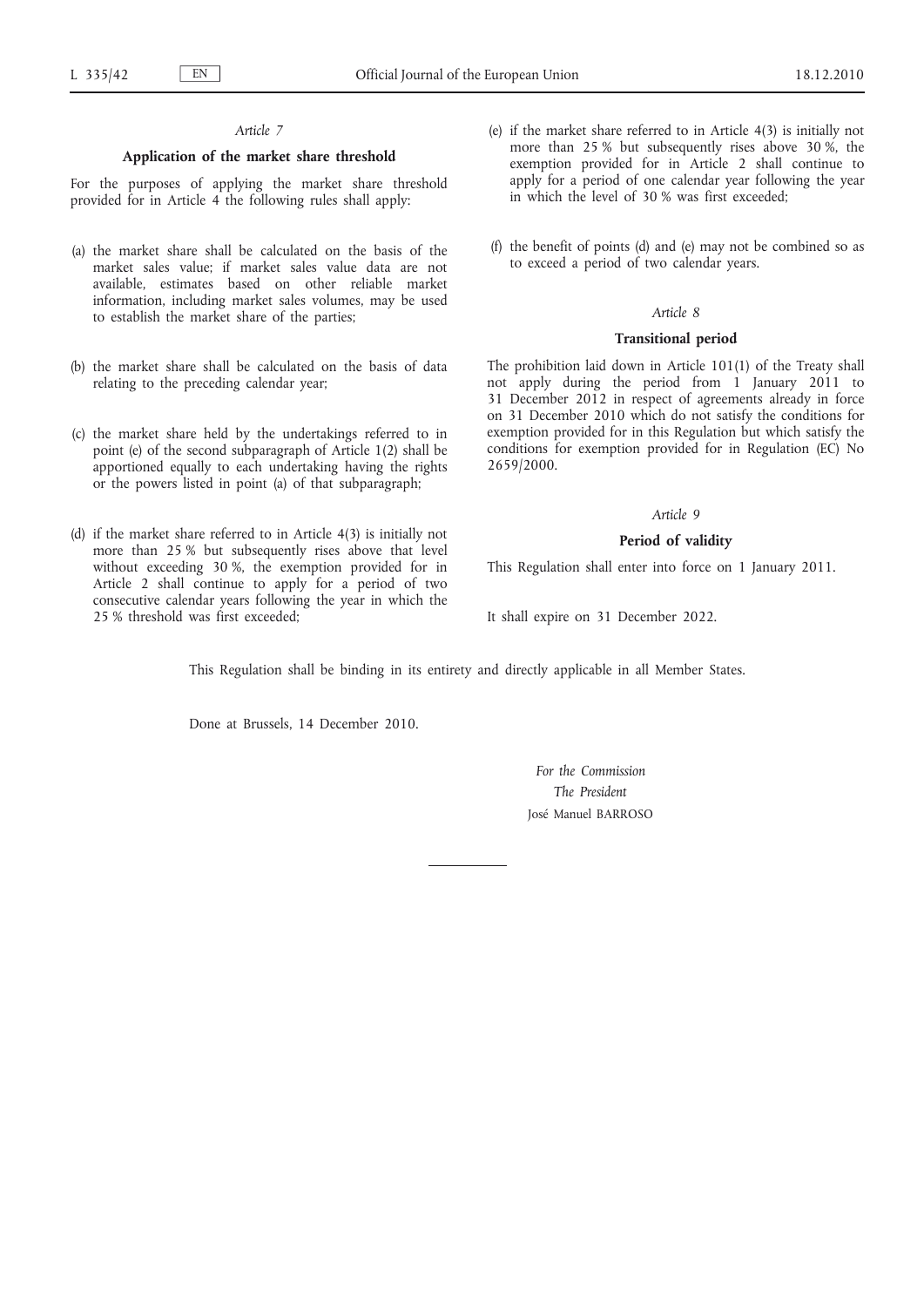*Article 7*

**Application of the market share threshold**

For the purposes of applying the market share threshold provided for in Article 4 the following rules shall apply:

(a) the market share shall be calculated on the basis of the market sales value; if market sales value data are not available, estimates based on other reliable market information, including market sales volumes, may be used to establish the market share of the parties;

(b) the market share shall be calculated on the basis of data relating to the preceding calendar year;

(c) the market share held by the undertakings referred to in point (e) of the second subparagraph of Article 1(2) shall be apportioned equally to each undertaking having the rights or the powers listed in point (a) of that subparagraph;

(d) if the market share referred to in Article 4(3) is initially not more than 25 % but subsequently rises above that level without exceeding 30 %, the exemption provided for in Article 2 shall continue to apply for a period of two consecutive calendar years following the year in which the 25 % threshold was first exceeded;

(e) if the market share referred to in Article 4(3) is initially not more than 25 % but subsequently rises above 30 %, the exemption provided for in Article 2 shall continue to apply for a period of one calendar year following the year in which the level of 30 % was first exceeded;

(f) the benefit of points (d) and (e) may not be combined so as to exceed a period of two calendar years.

*Article 8*

**Transitional period**

The prohibition laid down in Article 101(1) of the Treaty shall not apply during the period from 1 January 2011 to 31 December 2012 in respect of agreements already in force on 31 December 2010 which do not satisfy the conditions for exemption provided for in this Regulation but which satisfy the conditions for exemption provided for in Regulation (EC) No 2659/2000.

*Article 9*

**Period of validity**

This Regulation shall enter into force on 1 January 2011.

It shall expire on 31 December 2022.

This Regulation shall be binding in its entirety and directly applicable in all Member States.

Done at Brussels, 14 December 2010.

*For the Commission*
*The President*
José Manuel BARROSO